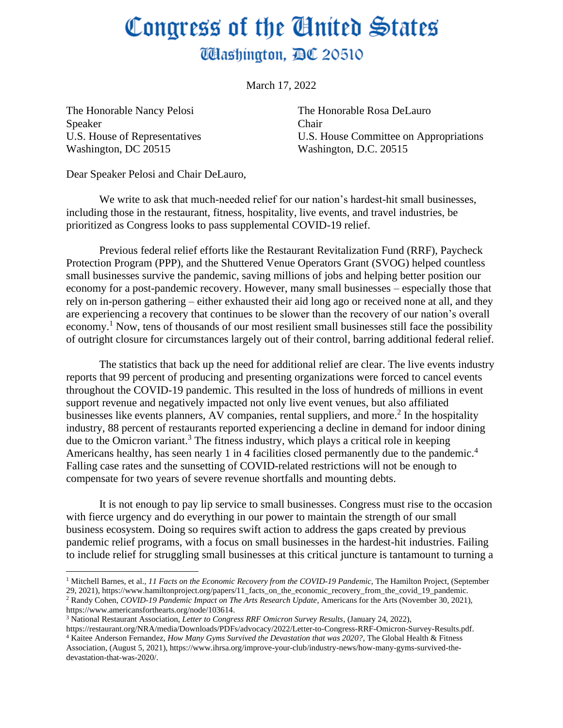# Congress of the United States

## Washington, DC 20510

March 17, 2022

The Honorable Nancy Pelosi
Speaker
U.S. House of Representatives
Washington, DC 20515

The Honorable Rosa DeLauro
Chair
U.S. House Committee on Appropriations
Washington, D.C. 20515

Dear Speaker Pelosi and Chair DeLauro,

We write to ask that much-needed relief for our nation's hardest-hit small businesses, including those in the restaurant, fitness, hospitality, live events, and travel industries, be prioritized as Congress looks to pass supplemental COVID-19 relief.

Previous federal relief efforts like the Restaurant Revitalization Fund (RRF), Paycheck Protection Program (PPP), and the Shuttered Venue Operators Grant (SVOG) helped countless small businesses survive the pandemic, saving millions of jobs and helping better position our economy for a post-pandemic recovery. However, many small businesses – especially those that rely on in-person gathering – either exhausted their aid long ago or received none at all, and they are experiencing a recovery that continues to be slower than the recovery of our nation's overall economy.[1] Now, tens of thousands of our most resilient small businesses still face the possibility of outright closure for circumstances largely out of their control, barring additional federal relief.

The statistics that back up the need for additional relief are clear. The live events industry reports that 99 percent of producing and presenting organizations were forced to cancel events throughout the COVID-19 pandemic. This resulted in the loss of hundreds of millions in event support revenue and negatively impacted not only live event venues, but also affiliated businesses like events planners, AV companies, rental suppliers, and more.[2] In the hospitality industry, 88 percent of restaurants reported experiencing a decline in demand for indoor dining due to the Omicron variant.[3] The fitness industry, which plays a critical role in keeping Americans healthy, has seen nearly 1 in 4 facilities closed permanently due to the pandemic.[4] Falling case rates and the sunsetting of COVID-related restrictions will not be enough to compensate for two years of severe revenue shortfalls and mounting debts.

It is not enough to pay lip service to small businesses. Congress must rise to the occasion with fierce urgency and do everything in our power to maintain the strength of our small business ecosystem. Doing so requires swift action to address the gaps created by previous pandemic relief programs, with a focus on small businesses in the hardest-hit industries. Failing to include relief for struggling small businesses at this critical juncture is tantamount to turning a

---

[1] Mitchell Barnes, et al., *11 Facts on the Economic Recovery from the COVID-19 Pandemic*, The Hamilton Project, (September 29, 2021), https://www.hamiltonproject.org/papers/11_facts_on_the_economic_recovery_from_the_covid_19_pandemic.

[2] Randy Cohen, *COVID-19 Pandemic Impact on The Arts Research Update*, Americans for the Arts (November 30, 2021), https://www.americansforthearts.org/node/103614.

[3] National Restaurant Association, *Letter to Congress RRF Omicron Survey Results*, (January 24, 2022), https://restaurant.org/NRA/media/Downloads/PDFs/advocacy/2022/Letter-to-Congress-RRF-Omicron-Survey-Results.pdf.

[4] Kaitee Anderson Fernandez, *How Many Gyms Survived the Devastation that was 2020?*, The Global Health & Fitness Association, (August 5, 2021), https://www.ihrsa.org/improve-your-club/industry-news/how-many-gyms-survived-the-devastation-that-was-2020/.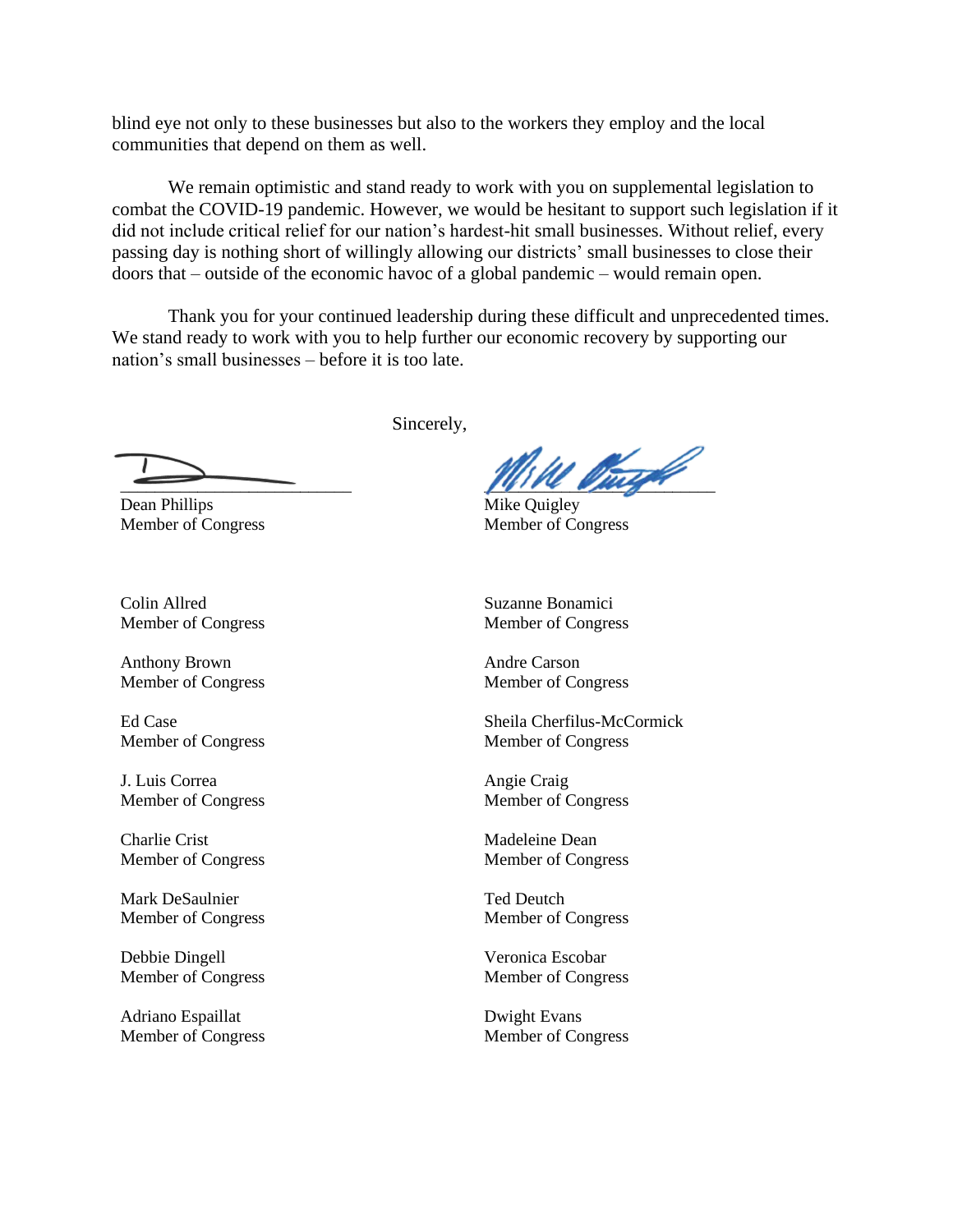blind eye not only to these businesses but also to the workers they employ and the local communities that depend on them as well.

We remain optimistic and stand ready to work with you on supplemental legislation to combat the COVID-19 pandemic. However, we would be hesitant to support such legislation if it did not include critical relief for our nation's hardest-hit small businesses. Without relief, every passing day is nothing short of willingly allowing our districts' small businesses to close their doors that – outside of the economic havoc of a global pandemic – would remain open.

Thank you for your continued leadership during these difficult and unprecedented times. We stand ready to work with you to help further our economic recovery by supporting our nation's small businesses – before it is too late.

Sincerely,

Dean Phillips
Member of Congress

Mike Quigley
Member of Congress

Colin Allred
Member of Congress

Suzanne Bonamici
Member of Congress

Anthony Brown
Member of Congress

Andre Carson
Member of Congress

Ed Case
Member of Congress

Sheila Cherfilus-McCormick
Member of Congress

J. Luis Correa
Member of Congress

Angie Craig
Member of Congress

Charlie Crist
Member of Congress

Madeleine Dean
Member of Congress

Mark DeSaulnier
Member of Congress

Ted Deutch
Member of Congress

Debbie Dingell
Member of Congress

Veronica Escobar
Member of Congress

Adriano Espaillat
Member of Congress

Dwight Evans
Member of Congress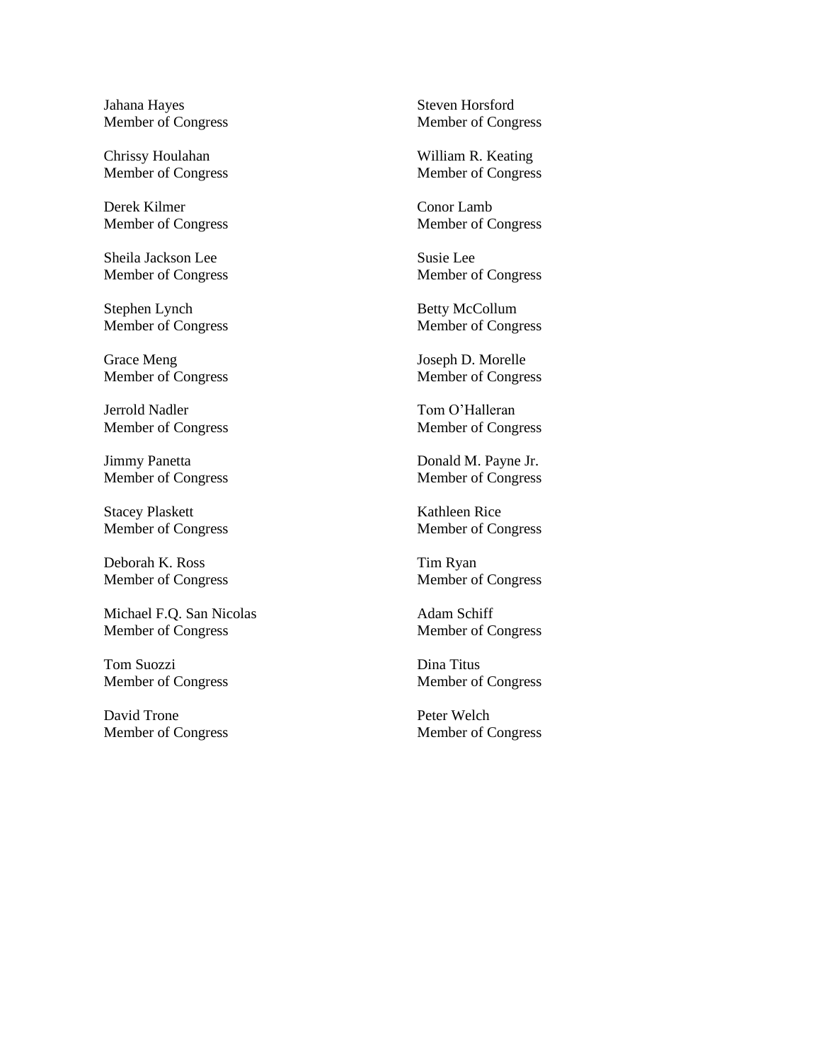Jahana Hayes
Member of Congress

Steven Horsford
Member of Congress

Chrissy Houlahan
Member of Congress

William R. Keating
Member of Congress

Derek Kilmer
Member of Congress

Conor Lamb
Member of Congress

Sheila Jackson Lee
Member of Congress

Susie Lee
Member of Congress

Stephen Lynch
Member of Congress

Betty McCollum
Member of Congress

Grace Meng
Member of Congress

Joseph D. Morelle
Member of Congress

Jerrold Nadler
Member of Congress

Tom O'Halleran
Member of Congress

Jimmy Panetta
Member of Congress

Donald M. Payne Jr.
Member of Congress

Stacey Plaskett
Member of Congress

Kathleen Rice
Member of Congress

Deborah K. Ross
Member of Congress

Tim Ryan
Member of Congress

Michael F.Q. San Nicolas
Member of Congress

Adam Schiff
Member of Congress

Tom Suozzi
Member of Congress

Dina Titus
Member of Congress

David Trone
Member of Congress

Peter Welch
Member of Congress